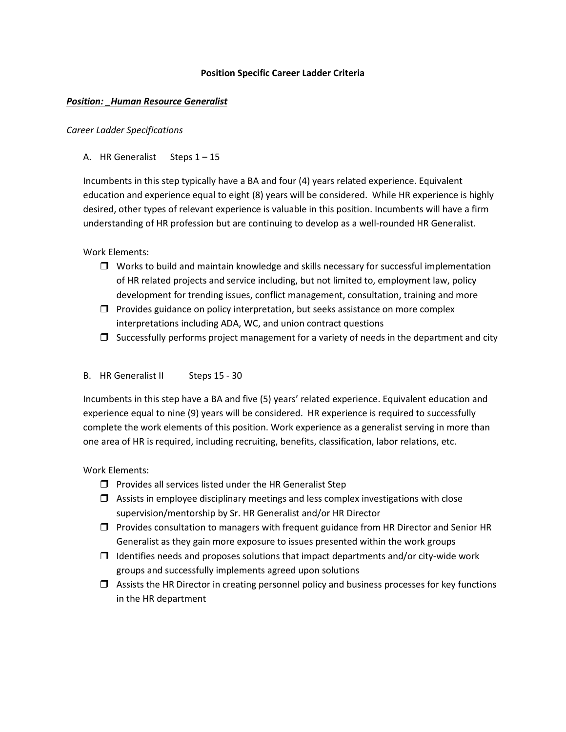**Position Specific Career Ladder Criteria**

***Position: _Human Resource Generalist***

*Career Ladder Specifications*

A. HR Generalist  Steps 1 – 15

Incumbents in this step typically have a BA and four (4) years related experience. Equivalent education and experience equal to eight (8) years will be considered. While HR experience is highly desired, other types of relevant experience is valuable in this position. Incumbents will have a firm understanding of HR profession but are continuing to develop as a well-rounded HR Generalist.

Work Elements:

- ❒ Works to build and maintain knowledge and skills necessary for successful implementation of HR related projects and service including, but not limited to, employment law, policy development for trending issues, conflict management, consultation, training and more
- ❒ Provides guidance on policy interpretation, but seeks assistance on more complex interpretations including ADA, WC, and union contract questions
- ❒ Successfully performs project management for a variety of needs in the department and city

B. HR Generalist II  Steps 15 - 30

Incumbents in this step have a BA and five (5) years' related experience. Equivalent education and experience equal to nine (9) years will be considered. HR experience is required to successfully complete the work elements of this position. Work experience as a generalist serving in more than one area of HR is required, including recruiting, benefits, classification, labor relations, etc.

Work Elements:

- ❒ Provides all services listed under the HR Generalist Step
- ❒ Assists in employee disciplinary meetings and less complex investigations with close supervision/mentorship by Sr. HR Generalist and/or HR Director
- ❒ Provides consultation to managers with frequent guidance from HR Director and Senior HR Generalist as they gain more exposure to issues presented within the work groups
- ❒ Identifies needs and proposes solutions that impact departments and/or city-wide work groups and successfully implements agreed upon solutions
- ❒ Assists the HR Director in creating personnel policy and business processes for key functions in the HR department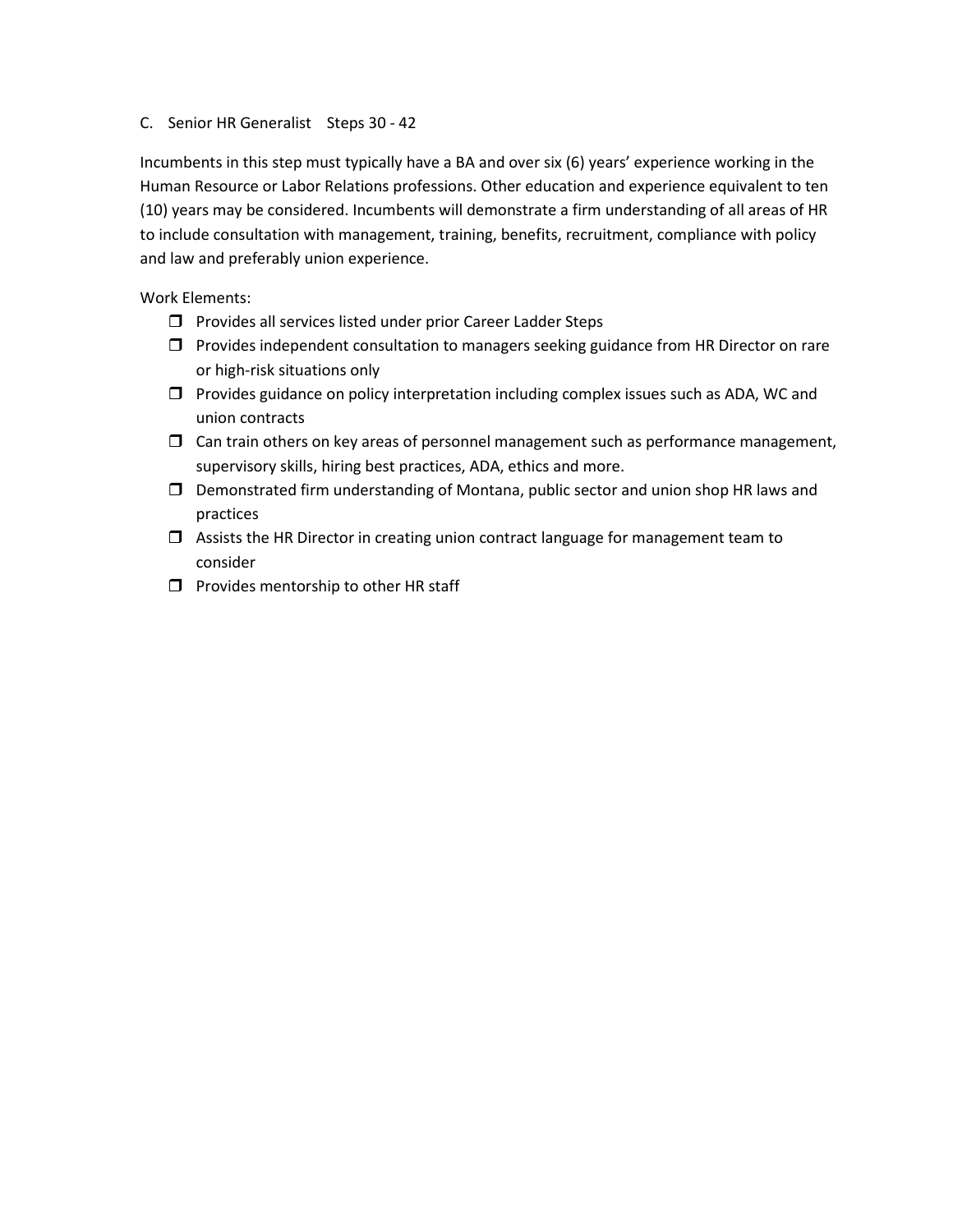C. Senior HR Generalist Steps 30 - 42

Incumbents in this step must typically have a BA and over six (6) years' experience working in the Human Resource or Labor Relations professions. Other education and experience equivalent to ten (10) years may be considered. Incumbents will demonstrate a firm understanding of all areas of HR to include consultation with management, training, benefits, recruitment, compliance with policy and law and preferably union experience.

Work Elements:

- Provides all services listed under prior Career Ladder Steps
- Provides independent consultation to managers seeking guidance from HR Director on rare or high-risk situations only
- Provides guidance on policy interpretation including complex issues such as ADA, WC and union contracts
- Can train others on key areas of personnel management such as performance management, supervisory skills, hiring best practices, ADA, ethics and more.
- Demonstrated firm understanding of Montana, public sector and union shop HR laws and practices
- Assists the HR Director in creating union contract language for management team to consider
- Provides mentorship to other HR staff